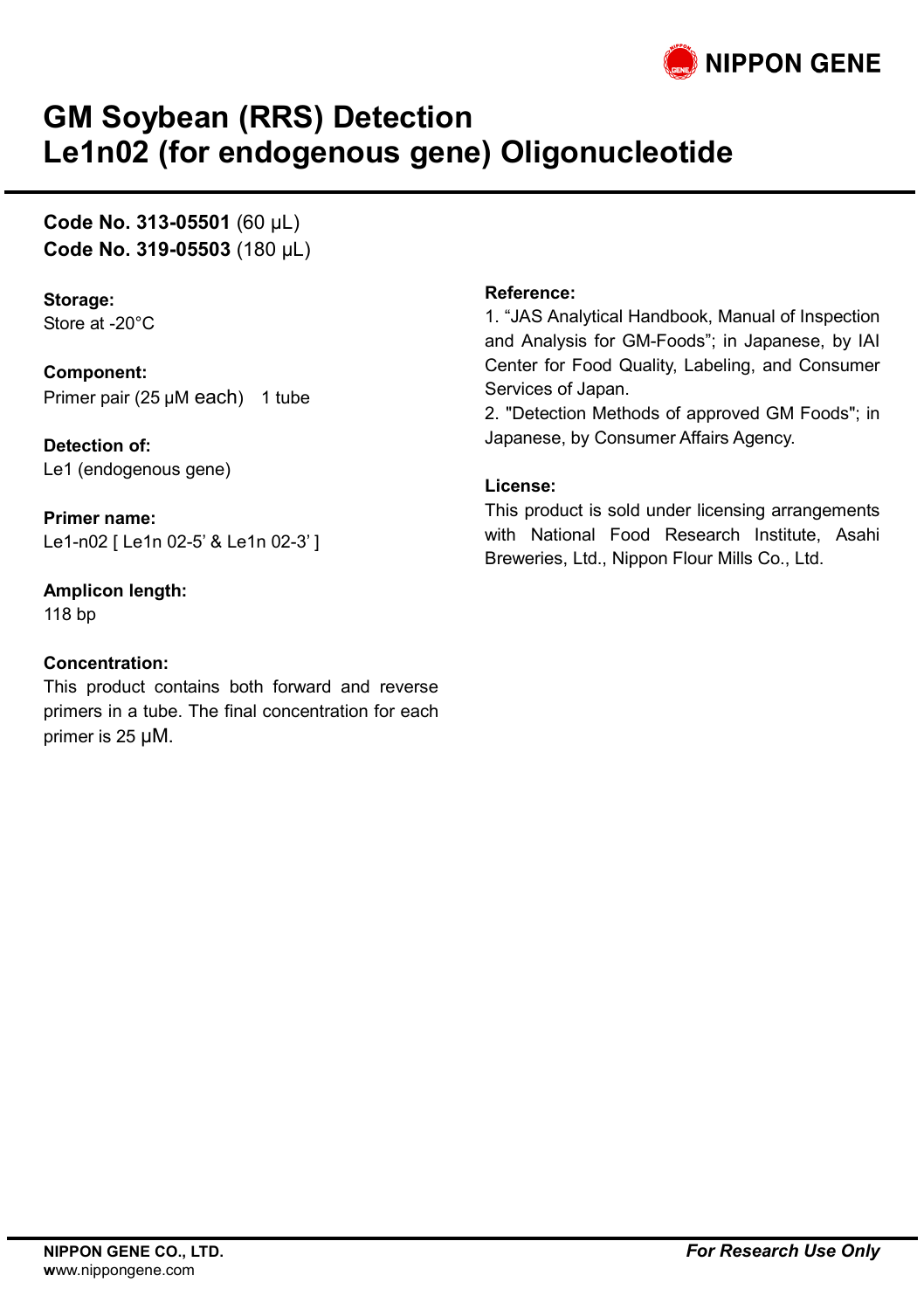NIPPON GENE

# GM Soybean (RRS) Detection
# Le1n02 (for endogenous gene) Oligonucleotide

**Code No. 313-05501** (60 µL)
**Code No. 319-05503** (180 µL)

**Storage:**
Store at -20°C

**Component:**
Primer pair (25 µM each)　1 tube

**Detection of:**
Le1 (endogenous gene)

**Primer name:**
Le1-n02 [ Le1n 02-5' & Le1n 02-3' ]

**Amplicon length:**
118 bp

**Concentration:**
This product contains both forward and reverse primers in a tube. The final concentration for each primer is 25 µM.

**Reference:**
1. "JAS Analytical Handbook, Manual of Inspection and Analysis for GM-Foods"; in Japanese, by IAI Center for Food Quality, Labeling, and Consumer Services of Japan.
2. "Detection Methods of approved GM Foods"; in Japanese, by Consumer Affairs Agency.

**License:**
This product is sold under licensing arrangements with National Food Research Institute, Asahi Breweries, Ltd., Nippon Flour Mills Co., Ltd.

**NIPPON GENE CO., LTD.**
www.nippongene.com

***For Research Use Only***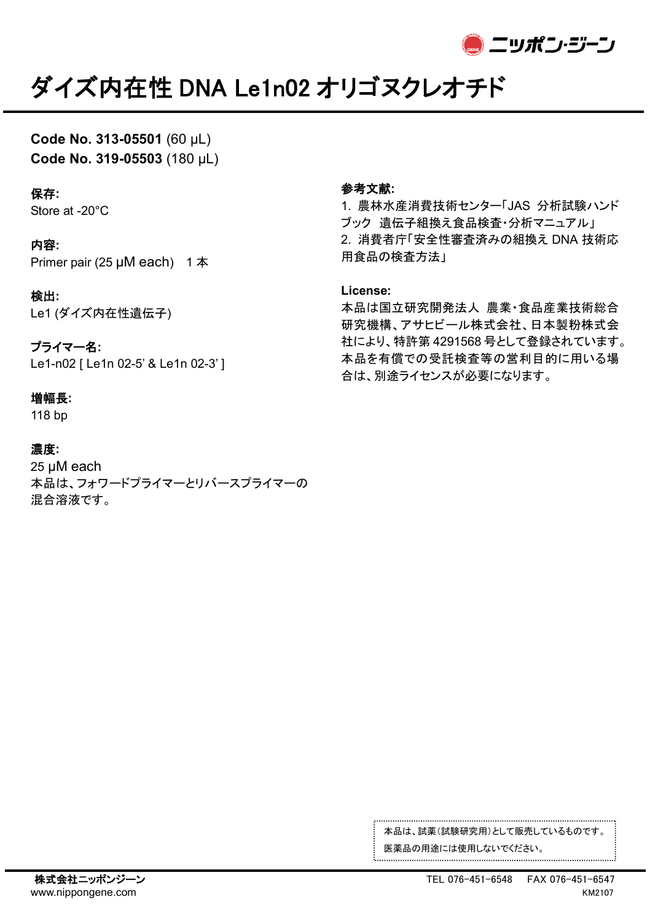# ダイズ内在性 DNA Le1n02 オリゴヌクレオチド

**Code No. 313-05501** (60 µL)
**Code No. 319-05503** (180 µL)

**保存:**
Store at -20°C

**内容:**
Primer pair (25 µM each)　1 本

**検出:**
Le1 (ダイズ内在性遺伝子)

**プライマー名:**
Le1-n02 [ Le1n 02-5' & Le1n 02-3' ]

**増幅長:**
118 bp

**濃度:**
25 µM each
本品は、フォワードプライマーとリバースプライマーの混合溶液です。

**参考文献:**
1. 農林水産消費技術センター「JAS 分析試験ハンドブック 遺伝子組換え食品検査・分析マニュアル」
2. 消費者庁「安全性審査済みの組換え DNA 技術応用食品の検査方法」

**License:**
本品は国立研究開発法人 農業・食品産業技術総合研究機構、アサヒビール株式会社、日本製粉株式会社により、特許第 4291568 号として登録されています。本品を有償での受託検査等の営利目的に用いる場合は、別途ライセンスが必要になります。

本品は、試薬(試験研究用)として販売しているものです。
医薬品の用途には使用しないでください。

株式会社ニッポンジーン
www.nippongene.com
TEL 076-451-6548　FAX 076-451-6547
KM2107